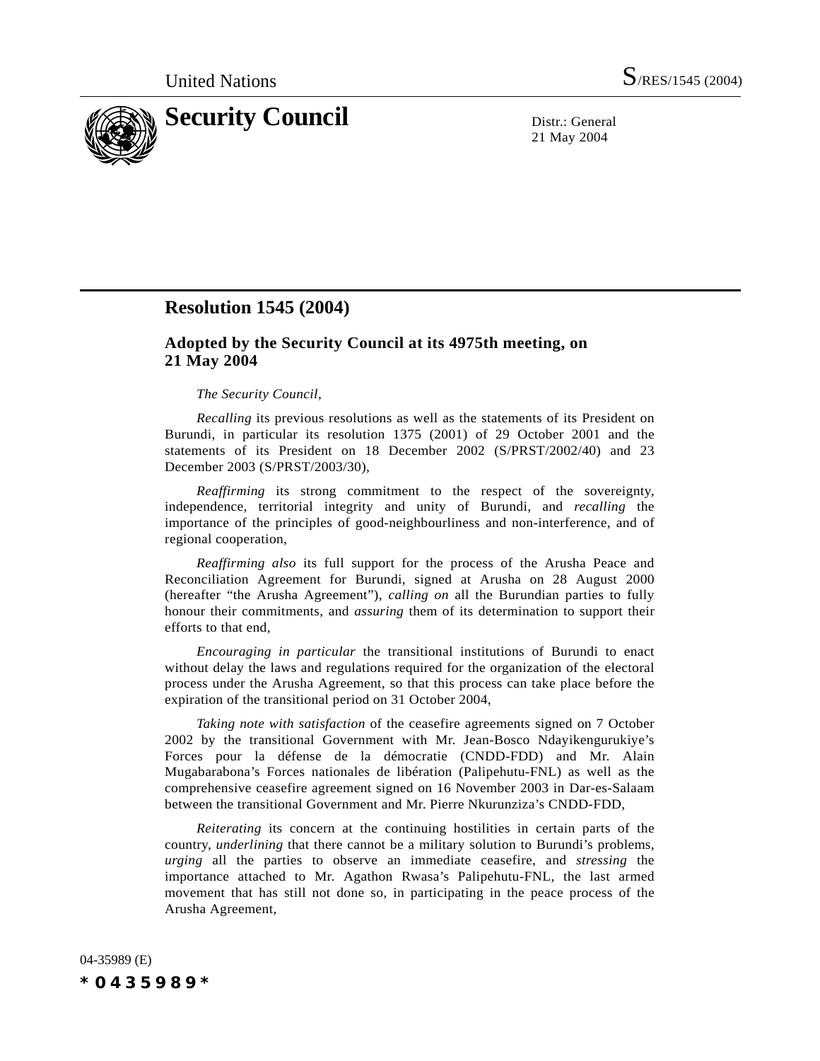United Nations S/RES/1545 (2004)

# Security Council

Distr.: General
21 May 2004

## Resolution 1545 (2004)

### Adopted by the Security Council at its 4975th meeting, on 21 May 2004

*The Security Council*,

*Recalling* its previous resolutions as well as the statements of its President on Burundi, in particular its resolution 1375 (2001) of 29 October 2001 and the statements of its President on 18 December 2002 (S/PRST/2002/40) and 23 December 2003 (S/PRST/2003/30),

*Reaffirming* its strong commitment to the respect of the sovereignty, independence, territorial integrity and unity of Burundi, and *recalling* the importance of the principles of good-neighbourliness and non-interference, and of regional cooperation,

*Reaffirming also* its full support for the process of the Arusha Peace and Reconciliation Agreement for Burundi, signed at Arusha on 28 August 2000 (hereafter "the Arusha Agreement"), *calling on* all the Burundian parties to fully honour their commitments, and *assuring* them of its determination to support their efforts to that end,

*Encouraging in particular* the transitional institutions of Burundi to enact without delay the laws and regulations required for the organization of the electoral process under the Arusha Agreement, so that this process can take place before the expiration of the transitional period on 31 October 2004,

*Taking note with satisfaction* of the ceasefire agreements signed on 7 October 2002 by the transitional Government with Mr. Jean-Bosco Ndayikengurukiye's Forces pour la défense de la démocratie (CNDD-FDD) and Mr. Alain Mugabarabona's Forces nationales de libération (Palipehutu-FNL) as well as the comprehensive ceasefire agreement signed on 16 November 2003 in Dar-es-Salaam between the transitional Government and Mr. Pierre Nkurunziza's CNDD-FDD,

*Reiterating* its concern at the continuing hostilities in certain parts of the country, *underlining* that there cannot be a military solution to Burundi's problems, *urging* all the parties to observe an immediate ceasefire, and *stressing* the importance attached to Mr. Agathon Rwasa's Palipehutu-FNL, the last armed movement that has still not done so, in participating in the peace process of the Arusha Agreement,

04-35989 (E)

*0435989*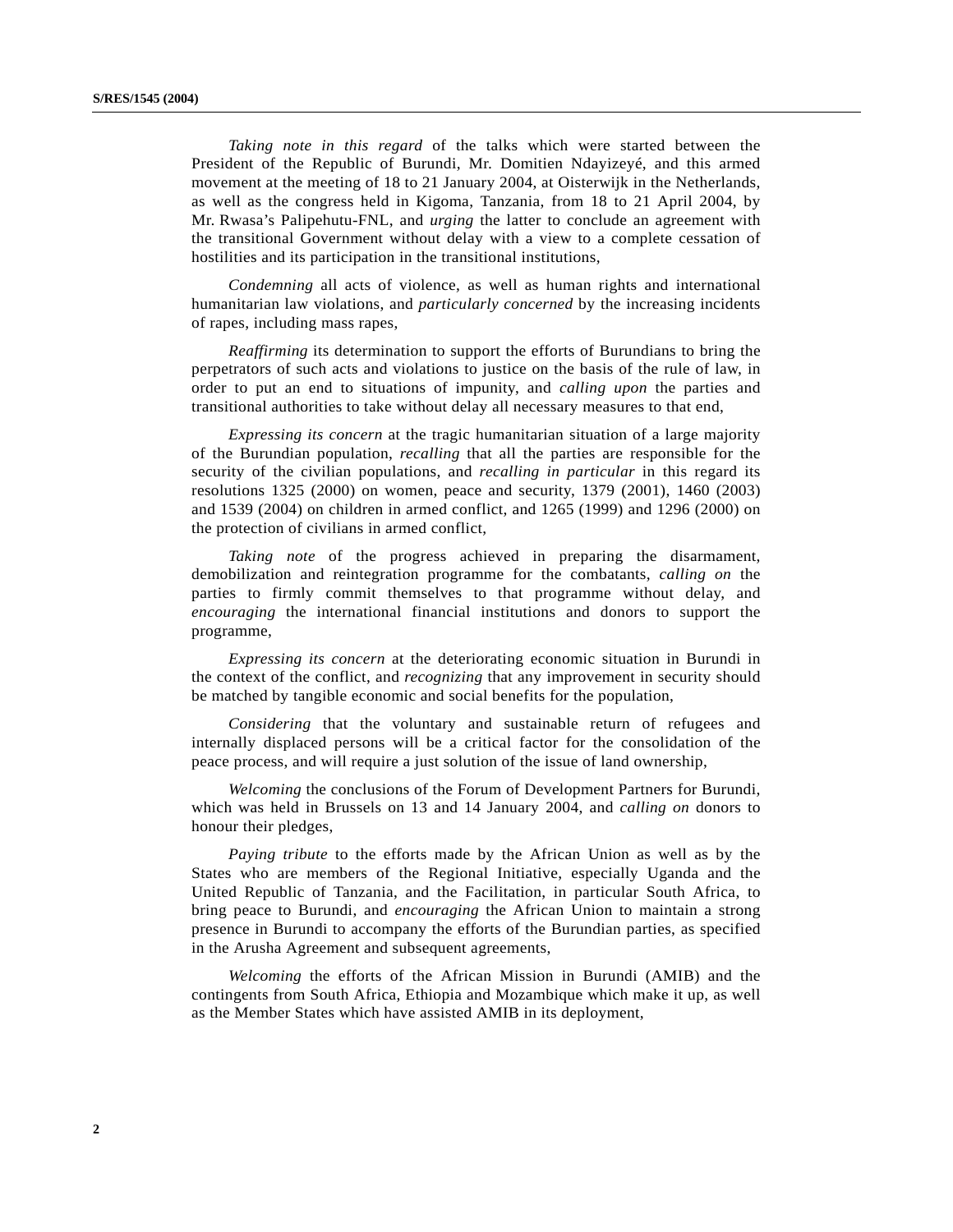*Taking note in this regard* of the talks which were started between the President of the Republic of Burundi, Mr. Domitien Ndayizeyé, and this armed movement at the meeting of 18 to 21 January 2004, at Oisterwijk in the Netherlands, as well as the congress held in Kigoma, Tanzania, from 18 to 21 April 2004, by Mr. Rwasa's Palipehutu-FNL, and *urging* the latter to conclude an agreement with the transitional Government without delay with a view to a complete cessation of hostilities and its participation in the transitional institutions,

*Condemning* all acts of violence, as well as human rights and international humanitarian law violations, and *particularly concerned* by the increasing incidents of rapes, including mass rapes,

*Reaffirming* its determination to support the efforts of Burundians to bring the perpetrators of such acts and violations to justice on the basis of the rule of law, in order to put an end to situations of impunity, and *calling upon* the parties and transitional authorities to take without delay all necessary measures to that end,

*Expressing its concern* at the tragic humanitarian situation of a large majority of the Burundian population, *recalling* that all the parties are responsible for the security of the civilian populations, and *recalling in particular* in this regard its resolutions 1325 (2000) on women, peace and security, 1379 (2001), 1460 (2003) and 1539 (2004) on children in armed conflict, and 1265 (1999) and 1296 (2000) on the protection of civilians in armed conflict,

*Taking note* of the progress achieved in preparing the disarmament, demobilization and reintegration programme for the combatants, *calling on* the parties to firmly commit themselves to that programme without delay, and *encouraging* the international financial institutions and donors to support the programme,

*Expressing its concern* at the deteriorating economic situation in Burundi in the context of the conflict, and *recognizing* that any improvement in security should be matched by tangible economic and social benefits for the population,

*Considering* that the voluntary and sustainable return of refugees and internally displaced persons will be a critical factor for the consolidation of the peace process, and will require a just solution of the issue of land ownership,

*Welcoming* the conclusions of the Forum of Development Partners for Burundi, which was held in Brussels on 13 and 14 January 2004, and *calling on* donors to honour their pledges,

*Paying tribute* to the efforts made by the African Union as well as by the States who are members of the Regional Initiative, especially Uganda and the United Republic of Tanzania, and the Facilitation, in particular South Africa, to bring peace to Burundi, and *encouraging* the African Union to maintain a strong presence in Burundi to accompany the efforts of the Burundian parties, as specified in the Arusha Agreement and subsequent agreements,

*Welcoming* the efforts of the African Mission in Burundi (AMIB) and the contingents from South Africa, Ethiopia and Mozambique which make it up, as well as the Member States which have assisted AMIB in its deployment,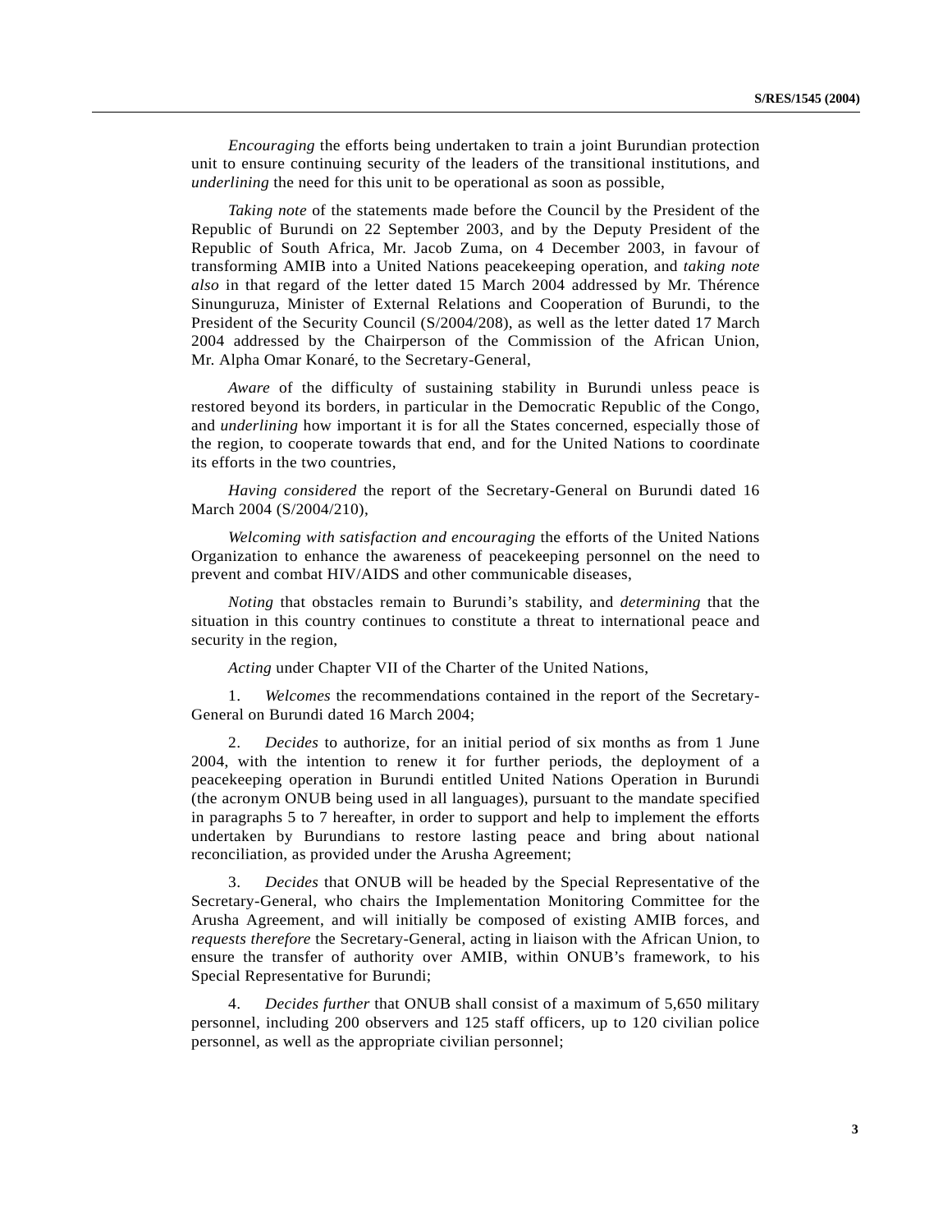*Encouraging* the efforts being undertaken to train a joint Burundian protection unit to ensure continuing security of the leaders of the transitional institutions, and *underlining* the need for this unit to be operational as soon as possible,

*Taking note* of the statements made before the Council by the President of the Republic of Burundi on 22 September 2003, and by the Deputy President of the Republic of South Africa, Mr. Jacob Zuma, on 4 December 2003, in favour of transforming AMIB into a United Nations peacekeeping operation, and *taking note also* in that regard of the letter dated 15 March 2004 addressed by Mr. Thérence Sinunguruza, Minister of External Relations and Cooperation of Burundi, to the President of the Security Council (S/2004/208), as well as the letter dated 17 March 2004 addressed by the Chairperson of the Commission of the African Union, Mr. Alpha Omar Konaré, to the Secretary-General,

*Aware* of the difficulty of sustaining stability in Burundi unless peace is restored beyond its borders, in particular in the Democratic Republic of the Congo, and *underlining* how important it is for all the States concerned, especially those of the region, to cooperate towards that end, and for the United Nations to coordinate its efforts in the two countries,

*Having considered* the report of the Secretary-General on Burundi dated 16 March 2004 (S/2004/210),

*Welcoming with satisfaction and encouraging* the efforts of the United Nations Organization to enhance the awareness of peacekeeping personnel on the need to prevent and combat HIV/AIDS and other communicable diseases,

*Noting* that obstacles remain to Burundi's stability, and *determining* that the situation in this country continues to constitute a threat to international peace and security in the region,

*Acting* under Chapter VII of the Charter of the United Nations,

1. *Welcomes* the recommendations contained in the report of the Secretary-General on Burundi dated 16 March 2004;

2. *Decides* to authorize, for an initial period of six months as from 1 June 2004, with the intention to renew it for further periods, the deployment of a peacekeeping operation in Burundi entitled United Nations Operation in Burundi (the acronym ONUB being used in all languages), pursuant to the mandate specified in paragraphs 5 to 7 hereafter, in order to support and help to implement the efforts undertaken by Burundians to restore lasting peace and bring about national reconciliation, as provided under the Arusha Agreement;

3. *Decides* that ONUB will be headed by the Special Representative of the Secretary-General, who chairs the Implementation Monitoring Committee for the Arusha Agreement, and will initially be composed of existing AMIB forces, and *requests therefore* the Secretary-General, acting in liaison with the African Union, to ensure the transfer of authority over AMIB, within ONUB's framework, to his Special Representative for Burundi;

4. *Decides further* that ONUB shall consist of a maximum of 5,650 military personnel, including 200 observers and 125 staff officers, up to 120 civilian police personnel, as well as the appropriate civilian personnel;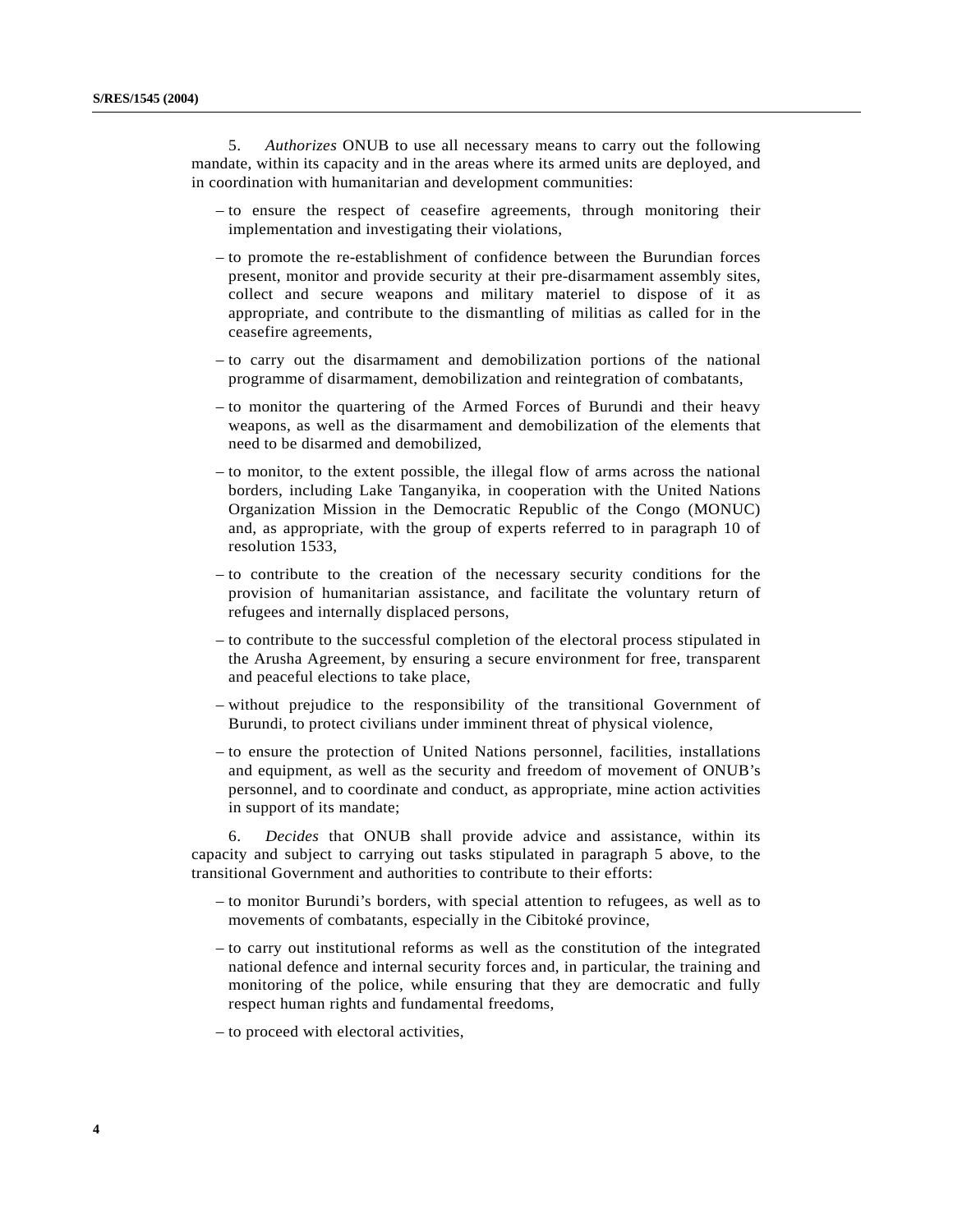5. *Authorizes* ONUB to use all necessary means to carry out the following mandate, within its capacity and in the areas where its armed units are deployed, and in coordination with humanitarian and development communities:

– to ensure the respect of ceasefire agreements, through monitoring their implementation and investigating their violations,

– to promote the re-establishment of confidence between the Burundian forces present, monitor and provide security at their pre-disarmament assembly sites, collect and secure weapons and military materiel to dispose of it as appropriate, and contribute to the dismantling of militias as called for in the ceasefire agreements,

– to carry out the disarmament and demobilization portions of the national programme of disarmament, demobilization and reintegration of combatants,

– to monitor the quartering of the Armed Forces of Burundi and their heavy weapons, as well as the disarmament and demobilization of the elements that need to be disarmed and demobilized,

– to monitor, to the extent possible, the illegal flow of arms across the national borders, including Lake Tanganyika, in cooperation with the United Nations Organization Mission in the Democratic Republic of the Congo (MONUC) and, as appropriate, with the group of experts referred to in paragraph 10 of resolution 1533,

– to contribute to the creation of the necessary security conditions for the provision of humanitarian assistance, and facilitate the voluntary return of refugees and internally displaced persons,

– to contribute to the successful completion of the electoral process stipulated in the Arusha Agreement, by ensuring a secure environment for free, transparent and peaceful elections to take place,

– without prejudice to the responsibility of the transitional Government of Burundi, to protect civilians under imminent threat of physical violence,

– to ensure the protection of United Nations personnel, facilities, installations and equipment, as well as the security and freedom of movement of ONUB's personnel, and to coordinate and conduct, as appropriate, mine action activities in support of its mandate;

6. *Decides* that ONUB shall provide advice and assistance, within its capacity and subject to carrying out tasks stipulated in paragraph 5 above, to the transitional Government and authorities to contribute to their efforts:

– to monitor Burundi's borders, with special attention to refugees, as well as to movements of combatants, especially in the Cibitoké province,

– to carry out institutional reforms as well as the constitution of the integrated national defence and internal security forces and, in particular, the training and monitoring of the police, while ensuring that they are democratic and fully respect human rights and fundamental freedoms,

– to proceed with electoral activities,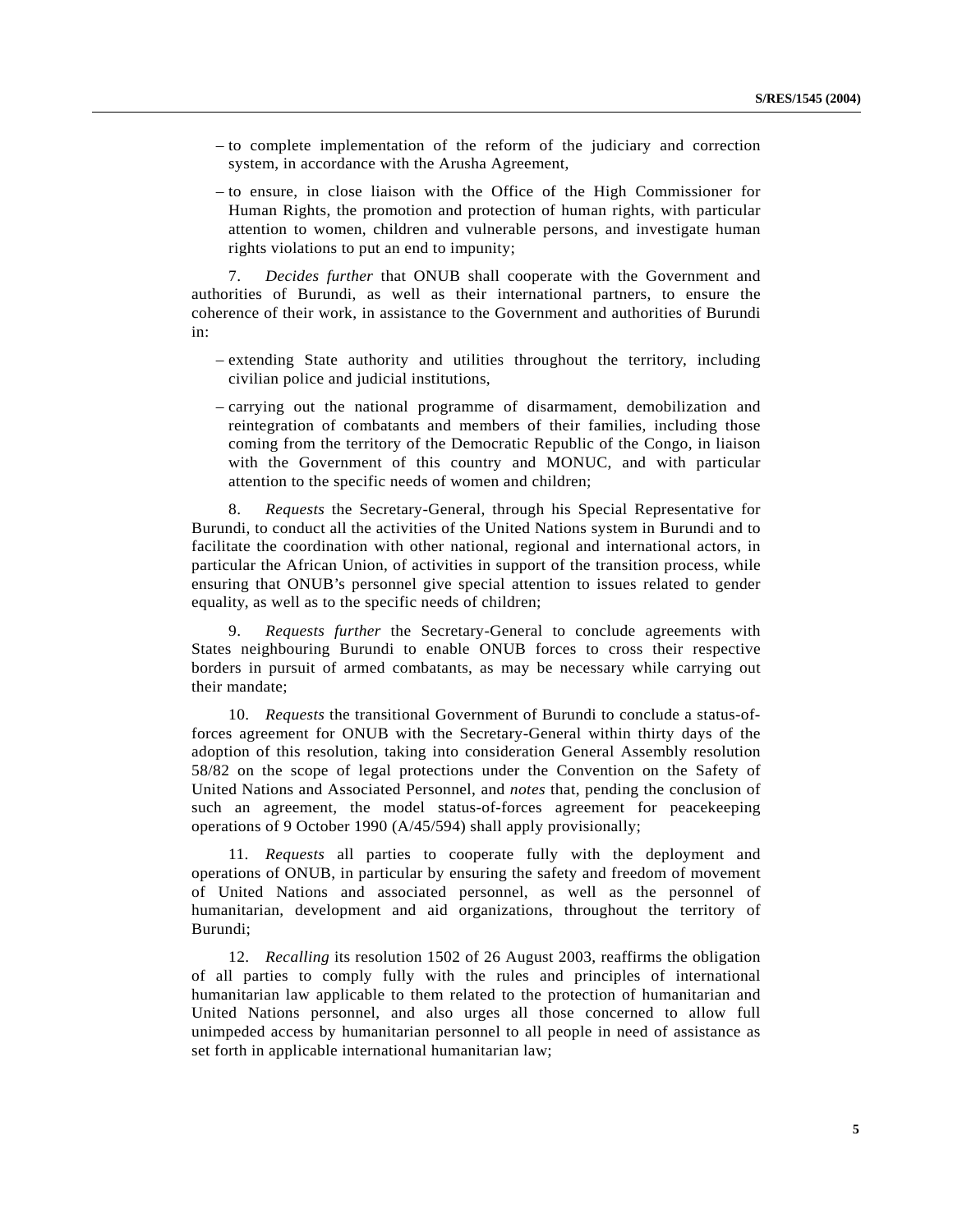– to complete implementation of the reform of the judiciary and correction system, in accordance with the Arusha Agreement,

– to ensure, in close liaison with the Office of the High Commissioner for Human Rights, the promotion and protection of human rights, with particular attention to women, children and vulnerable persons, and investigate human rights violations to put an end to impunity;

7. *Decides further* that ONUB shall cooperate with the Government and authorities of Burundi, as well as their international partners, to ensure the coherence of their work, in assistance to the Government and authorities of Burundi in:

– extending State authority and utilities throughout the territory, including civilian police and judicial institutions,

– carrying out the national programme of disarmament, demobilization and reintegration of combatants and members of their families, including those coming from the territory of the Democratic Republic of the Congo, in liaison with the Government of this country and MONUC, and with particular attention to the specific needs of women and children;

8. *Requests* the Secretary-General, through his Special Representative for Burundi, to conduct all the activities of the United Nations system in Burundi and to facilitate the coordination with other national, regional and international actors, in particular the African Union, of activities in support of the transition process, while ensuring that ONUB's personnel give special attention to issues related to gender equality, as well as to the specific needs of children;

9. *Requests further* the Secretary-General to conclude agreements with States neighbouring Burundi to enable ONUB forces to cross their respective borders in pursuit of armed combatants, as may be necessary while carrying out their mandate;

10. *Requests* the transitional Government of Burundi to conclude a status-of-forces agreement for ONUB with the Secretary-General within thirty days of the adoption of this resolution, taking into consideration General Assembly resolution 58/82 on the scope of legal protections under the Convention on the Safety of United Nations and Associated Personnel, and *notes* that, pending the conclusion of such an agreement, the model status-of-forces agreement for peacekeeping operations of 9 October 1990 (A/45/594) shall apply provisionally;

11. *Requests* all parties to cooperate fully with the deployment and operations of ONUB, in particular by ensuring the safety and freedom of movement of United Nations and associated personnel, as well as the personnel of humanitarian, development and aid organizations, throughout the territory of Burundi;

12. *Recalling* its resolution 1502 of 26 August 2003, reaffirms the obligation of all parties to comply fully with the rules and principles of international humanitarian law applicable to them related to the protection of humanitarian and United Nations personnel, and also urges all those concerned to allow full unimpeded access by humanitarian personnel to all people in need of assistance as set forth in applicable international humanitarian law;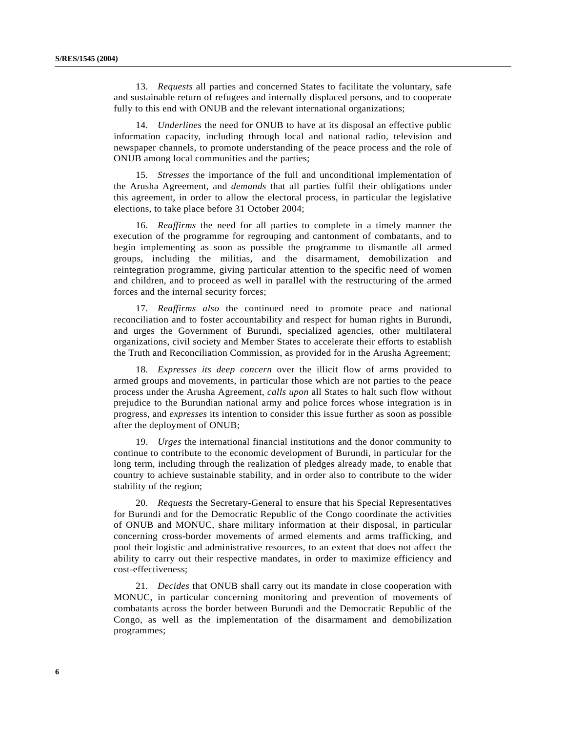13. *Requests* all parties and concerned States to facilitate the voluntary, safe and sustainable return of refugees and internally displaced persons, and to cooperate fully to this end with ONUB and the relevant international organizations;

14. *Underlines* the need for ONUB to have at its disposal an effective public information capacity, including through local and national radio, television and newspaper channels, to promote understanding of the peace process and the role of ONUB among local communities and the parties;

15. *Stresses* the importance of the full and unconditional implementation of the Arusha Agreement, and *demands* that all parties fulfil their obligations under this agreement, in order to allow the electoral process, in particular the legislative elections, to take place before 31 October 2004;

16. *Reaffirms* the need for all parties to complete in a timely manner the execution of the programme for regrouping and cantonment of combatants, and to begin implementing as soon as possible the programme to dismantle all armed groups, including the militias, and the disarmament, demobilization and reintegration programme, giving particular attention to the specific need of women and children, and to proceed as well in parallel with the restructuring of the armed forces and the internal security forces;

17. *Reaffirms also* the continued need to promote peace and national reconciliation and to foster accountability and respect for human rights in Burundi, and urges the Government of Burundi, specialized agencies, other multilateral organizations, civil society and Member States to accelerate their efforts to establish the Truth and Reconciliation Commission, as provided for in the Arusha Agreement;

18. *Expresses its deep concern* over the illicit flow of arms provided to armed groups and movements, in particular those which are not parties to the peace process under the Arusha Agreement, *calls upon* all States to halt such flow without prejudice to the Burundian national army and police forces whose integration is in progress, and *expresses* its intention to consider this issue further as soon as possible after the deployment of ONUB;

19. *Urges* the international financial institutions and the donor community to continue to contribute to the economic development of Burundi, in particular for the long term, including through the realization of pledges already made, to enable that country to achieve sustainable stability, and in order also to contribute to the wider stability of the region;

20. *Requests* the Secretary-General to ensure that his Special Representatives for Burundi and for the Democratic Republic of the Congo coordinate the activities of ONUB and MONUC, share military information at their disposal, in particular concerning cross-border movements of armed elements and arms trafficking, and pool their logistic and administrative resources, to an extent that does not affect the ability to carry out their respective mandates, in order to maximize efficiency and cost-effectiveness;

21. *Decides* that ONUB shall carry out its mandate in close cooperation with MONUC, in particular concerning monitoring and prevention of movements of combatants across the border between Burundi and the Democratic Republic of the Congo, as well as the implementation of the disarmament and demobilization programmes;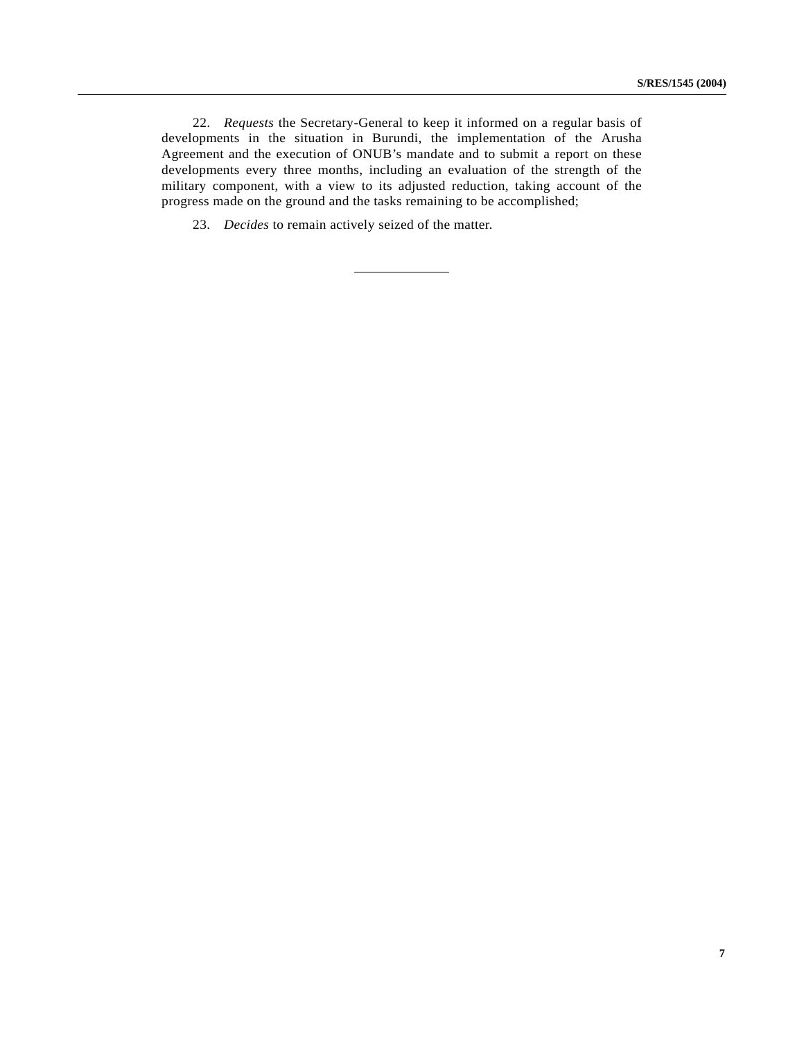22. *Requests* the Secretary-General to keep it informed on a regular basis of developments in the situation in Burundi, the implementation of the Arusha Agreement and the execution of ONUB's mandate and to submit a report on these developments every three months, including an evaluation of the strength of the military component, with a view to its adjusted reduction, taking account of the progress made on the ground and the tasks remaining to be accomplished;

23. *Decides* to remain actively seized of the matter.